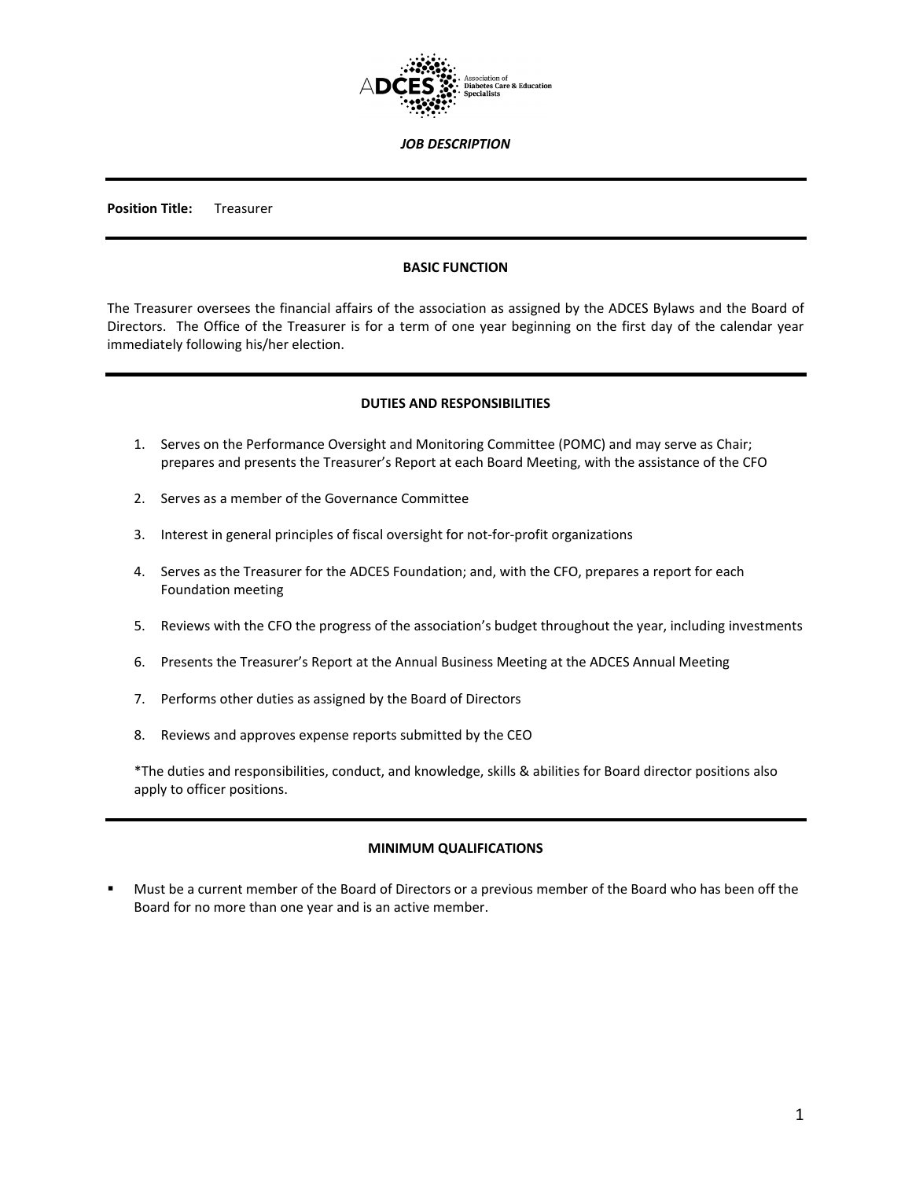ADCES Association of Diabetes Care & Education Specialists

***JOB DESCRIPTION***

---

**Position Title:** Treasurer

---

## BASIC FUNCTION

The Treasurer oversees the financial affairs of the association as assigned by the ADCES Bylaws and the Board of Directors. The Office of the Treasurer is for a term of one year beginning on the first day of the calendar year immediately following his/her election.

---

## DUTIES AND RESPONSIBILITIES

1. Serves on the Performance Oversight and Monitoring Committee (POMC) and may serve as Chair; prepares and presents the Treasurer's Report at each Board Meeting, with the assistance of the CFO
2. Serves as a member of the Governance Committee
3. Interest in general principles of fiscal oversight for not-for-profit organizations
4. Serves as the Treasurer for the ADCES Foundation; and, with the CFO, prepares a report for each Foundation meeting
5. Reviews with the CFO the progress of the association's budget throughout the year, including investments
6. Presents the Treasurer's Report at the Annual Business Meeting at the ADCES Annual Meeting
7. Performs other duties as assigned by the Board of Directors
8. Reviews and approves expense reports submitted by the CEO

*The duties and responsibilities, conduct, and knowledge, skills & abilities for Board director positions also apply to officer positions.

---

## MINIMUM QUALIFICATIONS

- Must be a current member of the Board of Directors or a previous member of the Board who has been off the Board for no more than one year and is an active member.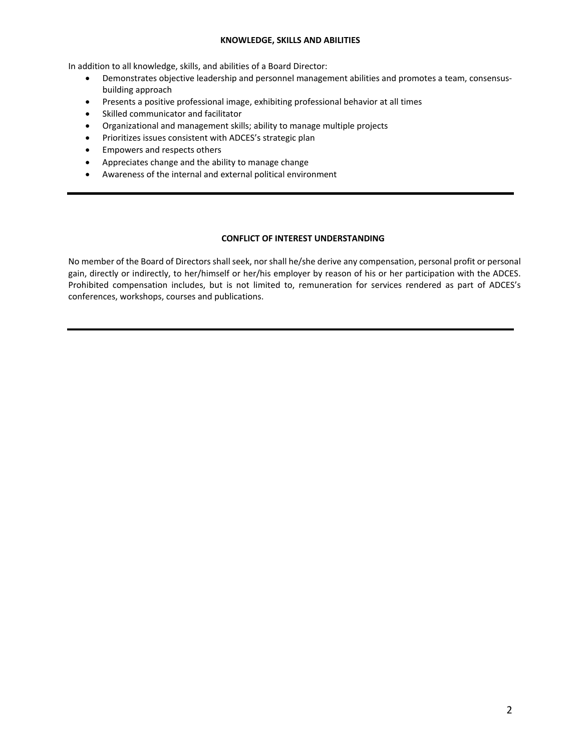## KNOWLEDGE, SKILLS AND ABILITIES

In addition to all knowledge, skills, and abilities of a Board Director:

- Demonstrates objective leadership and personnel management abilities and promotes a team, consensus-building approach
- Presents a positive professional image, exhibiting professional behavior at all times
- Skilled communicator and facilitator
- Organizational and management skills; ability to manage multiple projects
- Prioritizes issues consistent with ADCES's strategic plan
- Empowers and respects others
- Appreciates change and the ability to manage change
- Awareness of the internal and external political environment

---

## CONFLICT OF INTEREST UNDERSTANDING

No member of the Board of Directors shall seek, nor shall he/she derive any compensation, personal profit or personal gain, directly or indirectly, to her/himself or her/his employer by reason of his or her participation with the ADCES. Prohibited compensation includes, but is not limited to, remuneration for services rendered as part of ADCES's conferences, workshops, courses and publications.

---